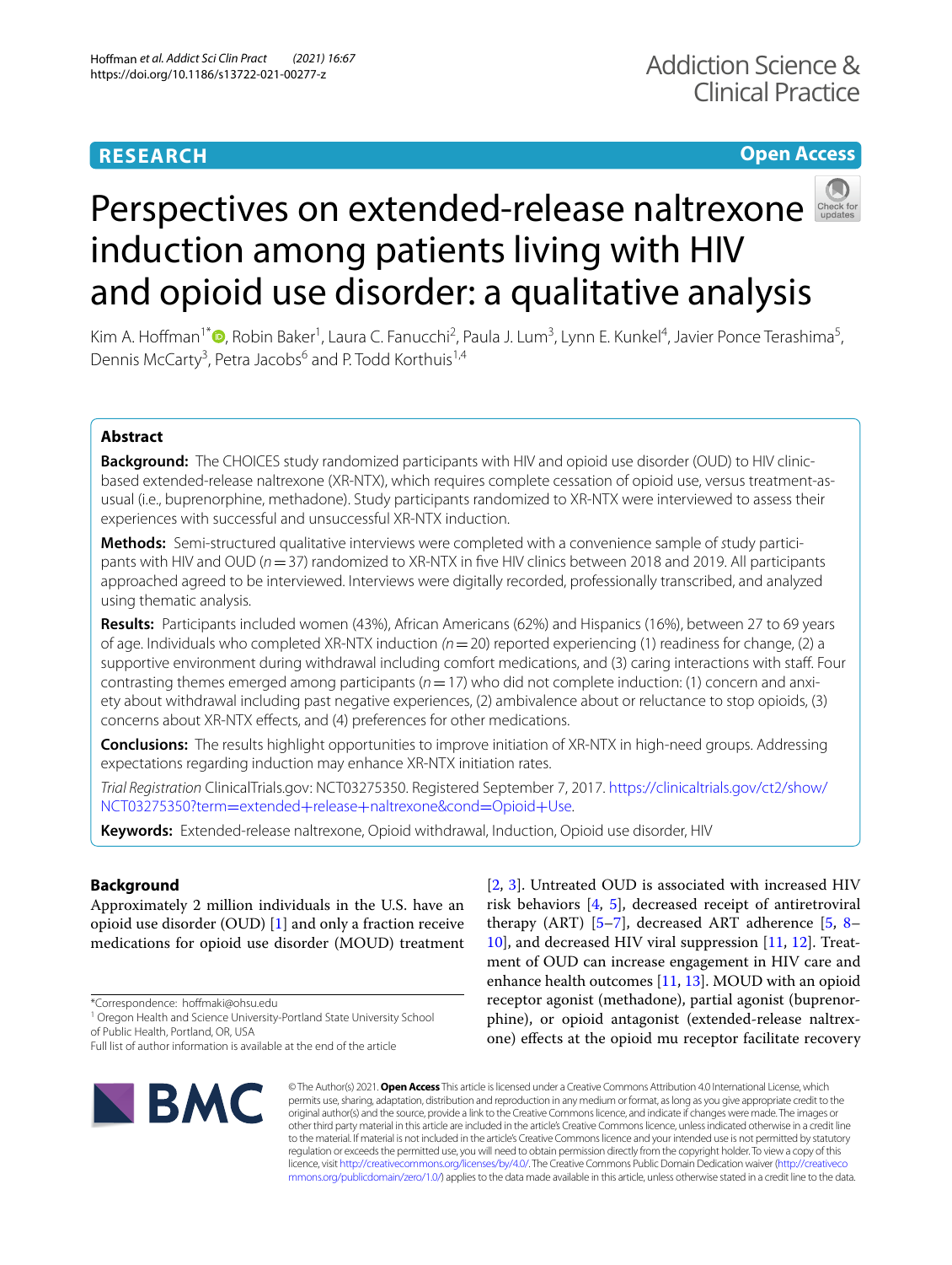**RESEARCH** **Open Access**

# Perspectives on extended-release naltrexone induction among patients living with HIV and opioid use disorder: a qualitative analysis

Kim A. Hoffman[1*], Robin Baker[1], Laura C. Fanucchi[2], Paula J. Lum[3], Lynn E. Kunkel[4], Javier Ponce Terashima[5], Dennis McCarty[3], Petra Jacobs[6] and P. Todd Korthuis[1,4]

## Abstract

**Background:** The CHOICES study randomized participants with HIV and opioid use disorder (OUD) to HIV clinic-based extended-release naltrexone (XR-NTX), which requires complete cessation of opioid use, versus treatment-as-usual (i.e., buprenorphine, methadone). Study participants randomized to XR-NTX were interviewed to assess their experiences with successful and unsuccessful XR-NTX induction.

**Methods:** Semi-structured qualitative interviews were completed with a convenience sample of study participants with HIV and OUD (*n* = 37) randomized to XR-NTX in five HIV clinics between 2018 and 2019. All participants approached agreed to be interviewed. Interviews were digitally recorded, professionally transcribed, and analyzed using thematic analysis.

**Results:** Participants included women (43%), African Americans (62%) and Hispanics (16%), between 27 to 69 years of age. Individuals who completed XR-NTX induction (*n* = 20) reported experiencing (1) readiness for change, (2) a supportive environment during withdrawal including comfort medications, and (3) caring interactions with staff. Four contrasting themes emerged among participants (*n* = 17) who did not complete induction: (1) concern and anxiety about withdrawal including past negative experiences, (2) ambivalence about or reluctance to stop opioids, (3) concerns about XR-NTX effects, and (4) preferences for other medications.

**Conclusions:** The results highlight opportunities to improve initiation of XR-NTX in high-need groups. Addressing expectations regarding induction may enhance XR-NTX initiation rates.

*Trial Registration* ClinicalTrials.gov: NCT03275350. Registered September 7, 2017. https://clinicaltrials.gov/ct2/show/NCT03275350?term=extended+release+naltrexone&cond=Opioid+Use.

**Keywords:** Extended-release naltrexone, Opioid withdrawal, Induction, Opioid use disorder, HIV

## Background

Approximately 2 million individuals in the U.S. have an opioid use disorder (OUD) [1] and only a fraction receive medications for opioid use disorder (MOUD) treatment [2, 3]. Untreated OUD is associated with increased HIV risk behaviors [4, 5], decreased receipt of antiretroviral therapy (ART) [5–7], decreased ART adherence [5, 8–10], and decreased HIV viral suppression [11, 12]. Treatment of OUD can increase engagement in HIV care and enhance health outcomes [11, 13]. MOUD with an opioid receptor agonist (methadone), partial agonist (buprenorphine), or opioid antagonist (extended-release naltrexone) effects at the opioid mu receptor facilitate recovery

*Correspondence: hoffmaki@ohsu.edu
[1] Oregon Health and Science University-Portland State University School of Public Health, Portland, OR, USA
Full list of author information is available at the end of the article

© The Author(s) 2021. **Open Access** This article is licensed under a Creative Commons Attribution 4.0 International License, which permits use, sharing, adaptation, distribution and reproduction in any medium or format, as long as you give appropriate credit to the original author(s) and the source, provide a link to the Creative Commons licence, and indicate if changes were made. The images or other third party material in this article are included in the article's Creative Commons licence, unless indicated otherwise in a credit line to the material. If material is not included in the article's Creative Commons licence and your intended use is not permitted by statutory regulation or exceeds the permitted use, you will need to obtain permission directly from the copyright holder. To view a copy of this licence, visit http://creativecommons.org/licenses/by/4.0/. The Creative Commons Public Domain Dedication waiver (http://creativecommons.org/publicdomain/zero/1.0/) applies to the data made available in this article, unless otherwise stated in a credit line to the data.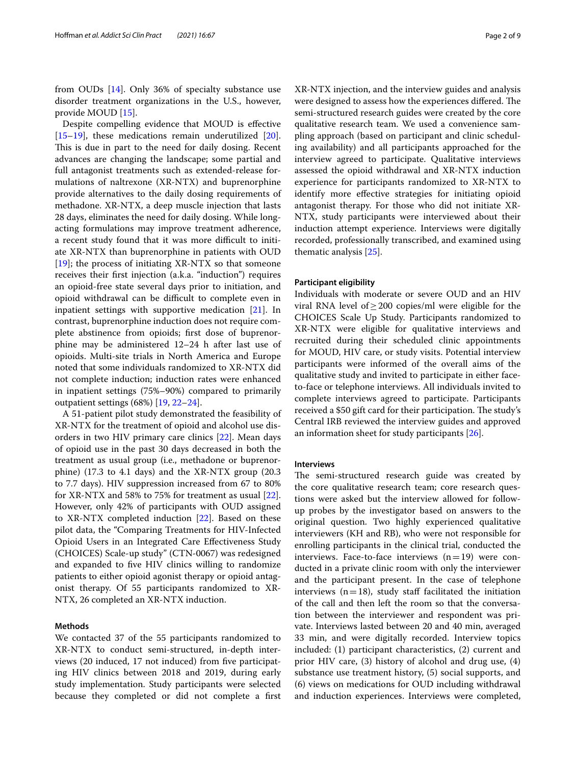from OUDs [14]. Only 36% of specialty substance use disorder treatment organizations in the U.S., however, provide MOUD [15].

Despite compelling evidence that MOUD is effective [15–19], these medications remain underutilized [20]. This is due in part to the need for daily dosing. Recent advances are changing the landscape; some partial and full antagonist treatments such as extended-release formulations of naltrexone (XR-NTX) and buprenorphine provide alternatives to the daily dosing requirements of methadone. XR-NTX, a deep muscle injection that lasts 28 days, eliminates the need for daily dosing. While long-acting formulations may improve treatment adherence, a recent study found that it was more difficult to initiate XR-NTX than buprenorphine in patients with OUD [19]; the process of initiating XR-NTX so that someone receives their first injection (a.k.a. "induction") requires an opioid-free state several days prior to initiation, and opioid withdrawal can be difficult to complete even in inpatient settings with supportive medication [21]. In contrast, buprenorphine induction does not require complete abstinence from opioids; first dose of buprenorphine may be administered 12–24 h after last use of opioids. Multi-site trials in North America and Europe noted that some individuals randomized to XR-NTX did not complete induction; induction rates were enhanced in inpatient settings (75%–90%) compared to primarily outpatient settings (68%) [19, 22–24].

A 51-patient pilot study demonstrated the feasibility of XR-NTX for the treatment of opioid and alcohol use disorders in two HIV primary care clinics [22]. Mean days of opioid use in the past 30 days decreased in both the treatment as usual group (i.e., methadone or buprenorphine) (17.3 to 4.1 days) and the XR-NTX group (20.3 to 7.7 days). HIV suppression increased from 67 to 80% for XR-NTX and 58% to 75% for treatment as usual [22]. However, only 42% of participants with OUD assigned to XR-NTX completed induction [22]. Based on these pilot data, the "Comparing Treatments for HIV-Infected Opioid Users in an Integrated Care Effectiveness Study (CHOICES) Scale-up study" (CTN-0067) was redesigned and expanded to five HIV clinics willing to randomize patients to either opioid agonist therapy or opioid antagonist therapy. Of 55 participants randomized to XR-NTX, 26 completed an XR-NTX induction.

## Methods

We contacted 37 of the 55 participants randomized to XR-NTX to conduct semi-structured, in-depth interviews (20 induced, 17 not induced) from five participating HIV clinics between 2018 and 2019, during early study implementation. Study participants were selected because they completed or did not complete a first XR-NTX injection, and the interview guides and analysis were designed to assess how the experiences differed. The semi-structured research guides were created by the core qualitative research team. We used a convenience sampling approach (based on participant and clinic scheduling availability) and all participants approached for the interview agreed to participate. Qualitative interviews assessed the opioid withdrawal and XR-NTX induction experience for participants randomized to XR-NTX to identify more effective strategies for initiating opioid antagonist therapy. For those who did not initiate XR-NTX, study participants were interviewed about their induction attempt experience. Interviews were digitally recorded, professionally transcribed, and examined using thematic analysis [25].

### Participant eligibility

Individuals with moderate or severe OUD and an HIV viral RNA level of $\geq 200$ copies/ml were eligible for the CHOICES Scale Up Study. Participants randomized to XR-NTX were eligible for qualitative interviews and recruited during their scheduled clinic appointments for MOUD, HIV care, or study visits. Potential interview participants were informed of the overall aims of the qualitative study and invited to participate in either face-to-face or telephone interviews. All individuals invited to complete interviews agreed to participate. Participants received a $50 gift card for their participation. The study's Central IRB reviewed the interview guides and approved an information sheet for study participants [26].

### Interviews

The semi-structured research guide was created by the core qualitative research team; core research questions were asked but the interview allowed for follow-up probes by the investigator based on answers to the original question. Two highly experienced qualitative interviewers (KH and RB), who were not responsible for enrolling participants in the clinical trial, conducted the interviews. Face-to-face interviews ($n = 19$) were conducted in a private clinic room with only the interviewer and the participant present. In the case of telephone interviews ($n = 18$), study staff facilitated the initiation of the call and then left the room so that the conversation between the interviewer and respondent was private. Interviews lasted between 20 and 40 min, averaged 33 min, and were digitally recorded. Interview topics included: (1) participant characteristics, (2) current and prior HIV care, (3) history of alcohol and drug use, (4) substance use treatment history, (5) social supports, and (6) views on medications for OUD including withdrawal and induction experiences. Interviews were completed,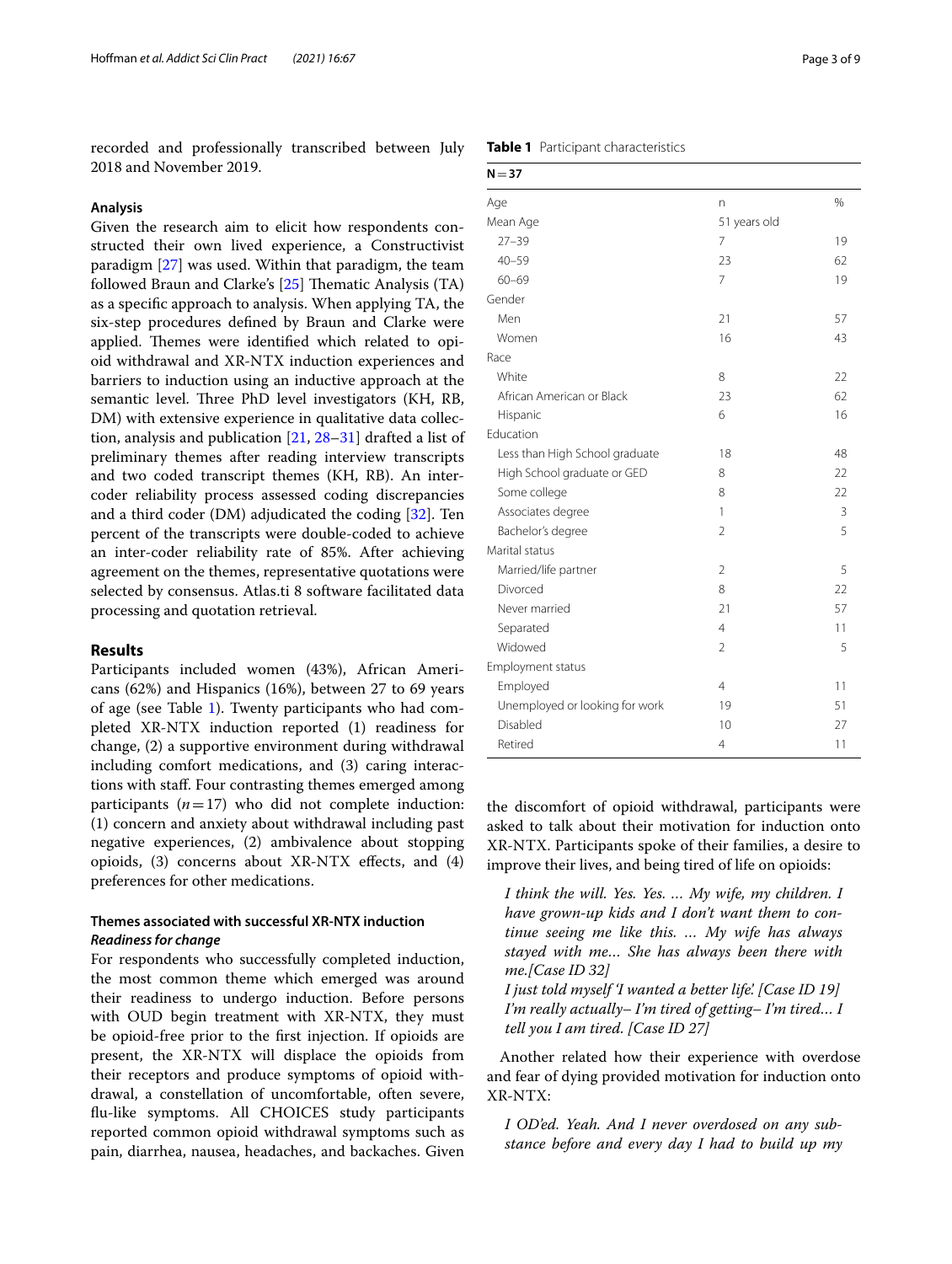recorded and professionally transcribed between July 2018 and November 2019.

### Analysis

Given the research aim to elicit how respondents constructed their own lived experience, a Constructivist paradigm [27] was used. Within that paradigm, the team followed Braun and Clarke's [25] Thematic Analysis (TA) as a specific approach to analysis. When applying TA, the six-step procedures defined by Braun and Clarke were applied. Themes were identified which related to opioid withdrawal and XR-NTX induction experiences and barriers to induction using an inductive approach at the semantic level. Three PhD level investigators (KH, RB, DM) with extensive experience in qualitative data collection, analysis and publication [21, 28–31] drafted a list of preliminary themes after reading interview transcripts and two coded transcript themes (KH, RB). An intercoder reliability process assessed coding discrepancies and a third coder (DM) adjudicated the coding [32]. Ten percent of the transcripts were double-coded to achieve an inter-coder reliability rate of 85%. After achieving agreement on the themes, representative quotations were selected by consensus. Atlas.ti 8 software facilitated data processing and quotation retrieval.

## Results

Participants included women (43%), African Americans (62%) and Hispanics (16%), between 27 to 69 years of age (see Table 1). Twenty participants who had completed XR-NTX induction reported (1) readiness for change, (2) a supportive environment during withdrawal including comfort medications, and (3) caring interactions with staff. Four contrasting themes emerged among participants ($n = 17$) who did not complete induction: (1) concern and anxiety about withdrawal including past negative experiences, (2) ambivalence about stopping opioids, (3) concerns about XR-NTX effects, and (4) preferences for other medications.

**Table 1** Participant characteristics

| N = 37 | | |
|---|---|---|
| Age | n | % |
| Mean Age | 51 years old | |
| 27–39 | 7 | 19 |
| 40–59 | 23 | 62 |
| 60–69 | 7 | 19 |
| Gender | | |
| Men | 21 | 57 |
| Women | 16 | 43 |
| Race | | |
| White | 8 | 22 |
| African American or Black | 23 | 62 |
| Hispanic | 6 | 16 |
| Education | | |
| Less than High School graduate | 18 | 48 |
| High School graduate or GED | 8 | 22 |
| Some college | 8 | 22 |
| Associates degree | 1 | 3 |
| Bachelor's degree | 2 | 5 |
| Marital status | | |
| Married/life partner | 2 | 5 |
| Divorced | 8 | 22 |
| Never married | 21 | 57 |
| Separated | 4 | 11 |
| Widowed | 2 | 5 |
| Employment status | | |
| Employed | 4 | 11 |
| Unemployed or looking for work | 19 | 51 |
| Disabled | 10 | 27 |
| Retired | 4 | 11 |

### Themes associated with successful XR-NTX induction

#### *Readiness for change*

For respondents who successfully completed induction, the most common theme which emerged was around their readiness to undergo induction. Before persons with OUD begin treatment with XR-NTX, they must be opioid-free prior to the first injection. If opioids are present, the XR-NTX will displace the opioids from their receptors and produce symptoms of opioid withdrawal, a constellation of uncomfortable, often severe, flu-like symptoms. All CHOICES study participants reported common opioid withdrawal symptoms such as pain, diarrhea, nausea, headaches, and backaches. Given the discomfort of opioid withdrawal, participants were asked to talk about their motivation for induction onto XR-NTX. Participants spoke of their families, a desire to improve their lives, and being tired of life on opioids:

> *I think the will. Yes. Yes. ... My wife, my children. I have grown-up kids and I don't want them to continue seeing me like this. ... My wife has always stayed with me... She has always been there with me.[Case ID 32]*
>
> *I just told myself 'I wanted a better life'. [Case ID 19]*
>
> *I'm really actually– I'm tired of getting– I'm tired... I tell you I am tired. [Case ID 27]*

Another related how their experience with overdose and fear of dying provided motivation for induction onto XR-NTX:

> *I OD'ed. Yeah. And I never overdosed on any substance before and every day I had to build up my*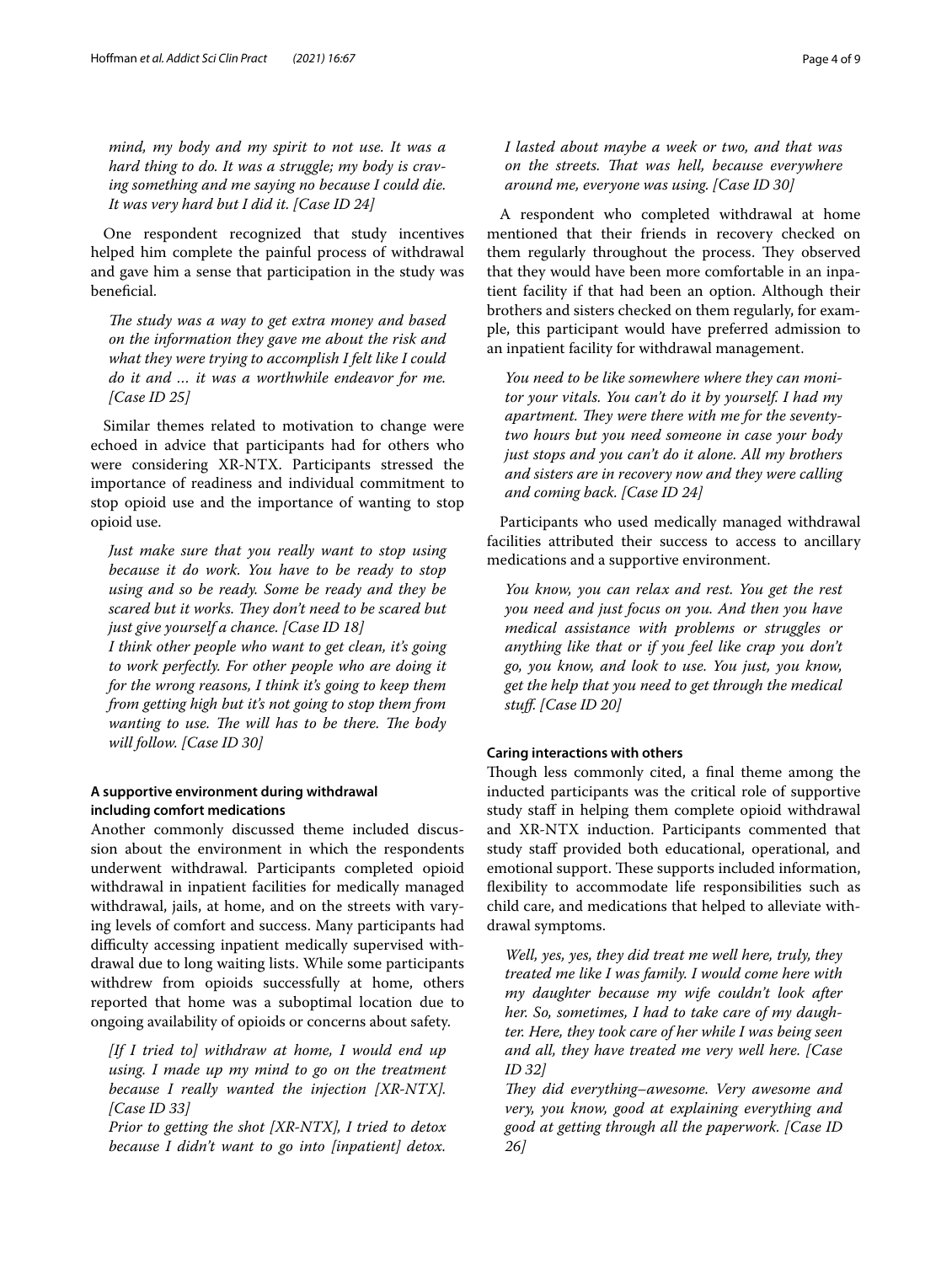*mind, my body and my spirit to not use. It was a hard thing to do. It was a struggle; my body is craving something and me saying no because I could die. It was very hard but I did it. [Case ID 24]*

One respondent recognized that study incentives helped him complete the painful process of withdrawal and gave him a sense that participation in the study was beneficial.

*The study was a way to get extra money and based on the information they gave me about the risk and what they were trying to accomplish I felt like I could do it and … it was a worthwhile endeavor for me. [Case ID 25]*

Similar themes related to motivation to change were echoed in advice that participants had for others who were considering XR-NTX. Participants stressed the importance of readiness and individual commitment to stop opioid use and the importance of wanting to stop opioid use.

*Just make sure that you really want to stop using because it do work. You have to be ready to stop using and so be ready. Some be ready and they be scared but it works. They don't need to be scared but just give yourself a chance. [Case ID 18]*

*I think other people who want to get clean, it's going to work perfectly. For other people who are doing it for the wrong reasons, I think it's going to keep them from getting high but it's not going to stop them from wanting to use. The will has to be there. The body will follow. [Case ID 30]*

#### A supportive environment during withdrawal including comfort medications

Another commonly discussed theme included discussion about the environment in which the respondents underwent withdrawal. Participants completed opioid withdrawal in inpatient facilities for medically managed withdrawal, jails, at home, and on the streets with varying levels of comfort and success. Many participants had difficulty accessing inpatient medically supervised withdrawal due to long waiting lists. While some participants withdrew from opioids successfully at home, others reported that home was a suboptimal location due to ongoing availability of opioids or concerns about safety.

*[If I tried to] withdraw at home, I would end up using. I made up my mind to go on the treatment because I really wanted the injection [XR-NTX]. [Case ID 33]*

*Prior to getting the shot [XR-NTX], I tried to detox because I didn't want to go into [inpatient] detox. I lasted about maybe a week or two, and that was on the streets. That was hell, because everywhere around me, everyone was using. [Case ID 30]*

A respondent who completed withdrawal at home mentioned that their friends in recovery checked on them regularly throughout the process. They observed that they would have been more comfortable in an inpatient facility if that had been an option. Although their brothers and sisters checked on them regularly, for example, this participant would have preferred admission to an inpatient facility for withdrawal management.

*You need to be like somewhere where they can monitor your vitals. You can't do it by yourself. I had my apartment. They were there with me for the seventy-two hours but you need someone in case your body just stops and you can't do it alone. All my brothers and sisters are in recovery now and they were calling and coming back. [Case ID 24]*

Participants who used medically managed withdrawal facilities attributed their success to access to ancillary medications and a supportive environment.

*You know, you can relax and rest. You get the rest you need and just focus on you. And then you have medical assistance with problems or struggles or anything like that or if you feel like crap you don't go, you know, and look to use. You just, you know, get the help that you need to get through the medical stuff. [Case ID 20]*

#### Caring interactions with others

Though less commonly cited, a final theme among the inducted participants was the critical role of supportive study staff in helping them complete opioid withdrawal and XR-NTX induction. Participants commented that study staff provided both educational, operational, and emotional support. These supports included information, flexibility to accommodate life responsibilities such as child care, and medications that helped to alleviate withdrawal symptoms.

*Well, yes, yes, they did treat me well here, truly, they treated me like I was family. I would come here with my daughter because my wife couldn't look after her. So, sometimes, I had to take care of my daughter. Here, they took care of her while I was being seen and all, they have treated me very well here. [Case ID 32]*

*They did everything–awesome. Very awesome and very, you know, good at explaining everything and good at getting through all the paperwork. [Case ID 26]*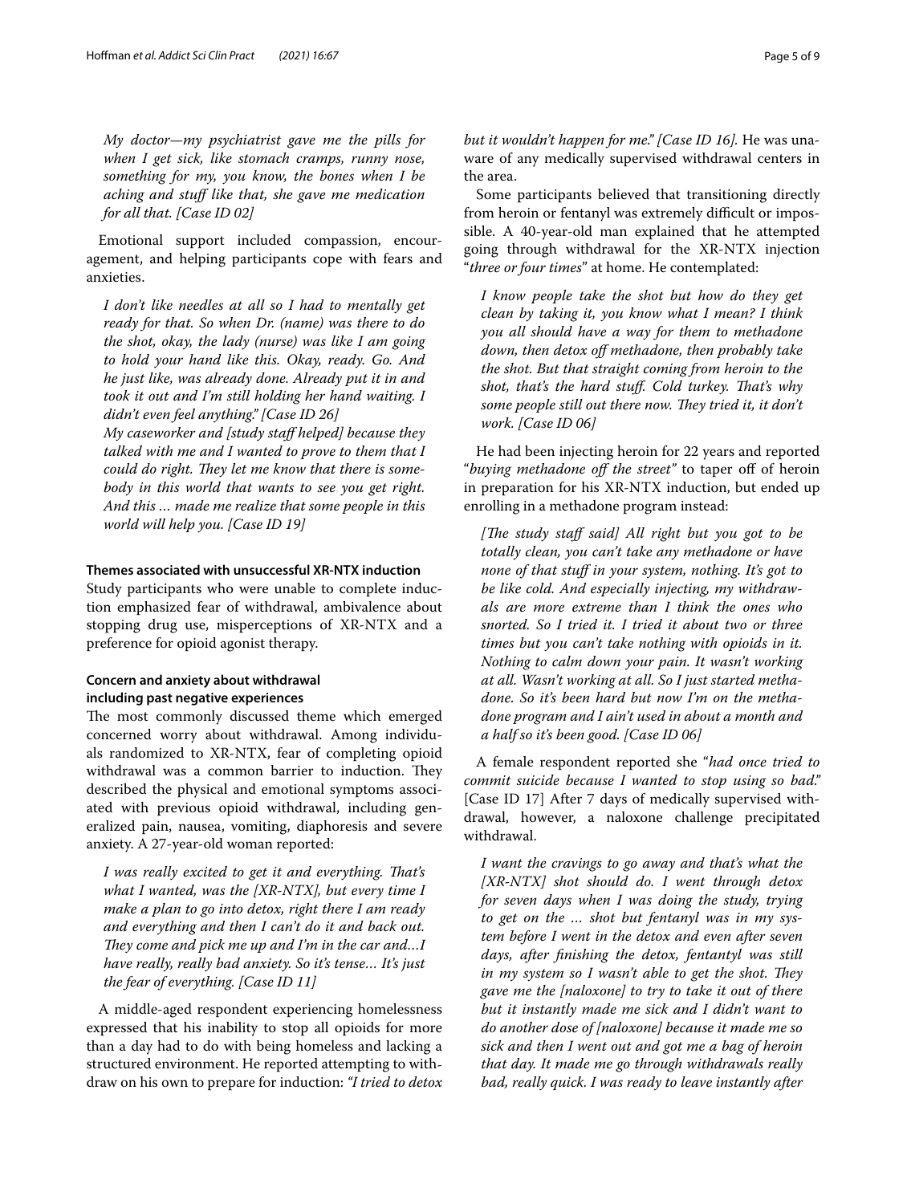*My doctor—my psychiatrist gave me the pills for when I get sick, like stomach cramps, runny nose, something for my, you know, the bones when I be aching and stuff like that, she gave me medication for all that. [Case ID 02]*

Emotional support included compassion, encouragement, and helping participants cope with fears and anxieties.

*I don't like needles at all so I had to mentally get ready for that. So when Dr. (name) was there to do the shot, okay, the lady (nurse) was like I am going to hold your hand like this. Okay, ready. Go. And he just like, was already done. Already put it in and took it out and I'm still holding her hand waiting. I didn't even feel anything." [Case ID 26]*

*My caseworker and [study staff helped] because they talked with me and I wanted to prove to them that I could do right. They let me know that there is somebody in this world that wants to see you get right. And this … made me realize that some people in this world will help you. [Case ID 19]*

### Themes associated with unsuccessful XR-NTX induction

Study participants who were unable to complete induction emphasized fear of withdrawal, ambivalence about stopping drug use, misperceptions of XR-NTX and a preference for opioid agonist therapy.

### Concern and anxiety about withdrawal including past negative experiences

The most commonly discussed theme which emerged concerned worry about withdrawal. Among individuals randomized to XR-NTX, fear of completing opioid withdrawal was a common barrier to induction. They described the physical and emotional symptoms associated with previous opioid withdrawal, including generalized pain, nausea, vomiting, diaphoresis and severe anxiety. A 27-year-old woman reported:

*I was really excited to get it and everything. That's what I wanted, was the [XR-NTX], but every time I make a plan to go into detox, right there I am ready and everything and then I can't do it and back out. They come and pick me up and I'm in the car and…I have really, really bad anxiety. So it's tense… It's just the fear of everything. [Case ID 11]*

A middle-aged respondent experiencing homelessness expressed that his inability to stop all opioids for more than a day had to do with being homeless and lacking a structured environment. He reported attempting to withdraw on his own to prepare for induction: *"I tried to detox but it wouldn't happen for me." [Case ID 16].* He was unaware of any medically supervised withdrawal centers in the area.

Some participants believed that transitioning directly from heroin or fentanyl was extremely difficult or impossible. A 40-year-old man explained that he attempted going through withdrawal for the XR-NTX injection "*three or four times*" at home. He contemplated:

*I know people take the shot but how do they get clean by taking it, you know what I mean? I think you all should have a way for them to methadone down, then detox off methadone, then probably take the shot. But that straight coming from heroin to the shot, that's the hard stuff. Cold turkey. That's why some people still out there now. They tried it, it don't work. [Case ID 06]*

He had been injecting heroin for 22 years and reported "*buying methadone off the street*" to taper off of heroin in preparation for his XR-NTX induction, but ended up enrolling in a methadone program instead:

*[The study staff said] All right but you got to be totally clean, you can't take any methadone or have none of that stuff in your system, nothing. It's got to be like cold. And especially injecting, my withdrawals are more extreme than I think the ones who snorted. So I tried it. I tried it about two or three times but you can't take nothing with opioids in it. Nothing to calm down your pain. It wasn't working at all. Wasn't working at all. So I just started methadone. So it's been hard but now I'm on the methadone program and I ain't used in about a month and a half so it's been good. [Case ID 06]*

A female respondent reported she "*had once tried to commit suicide because I wanted to stop using so bad.*" [Case ID 17] After 7 days of medically supervised withdrawal, however, a naloxone challenge precipitated withdrawal.

*I want the cravings to go away and that's what the [XR-NTX] shot should do. I went through detox for seven days when I was doing the study, trying to get on the … shot but fentanyl was in my system before I went in the detox and even after seven days, after finishing the detox, fentantyl was still in my system so I wasn't able to get the shot. They gave me the [naloxone] to try to take it out of there but it instantly made me sick and I didn't want to do another dose of [naloxone] because it made me so sick and then I went out and got me a bag of heroin that day. It made me go through withdrawals really bad, really quick. I was ready to leave instantly after*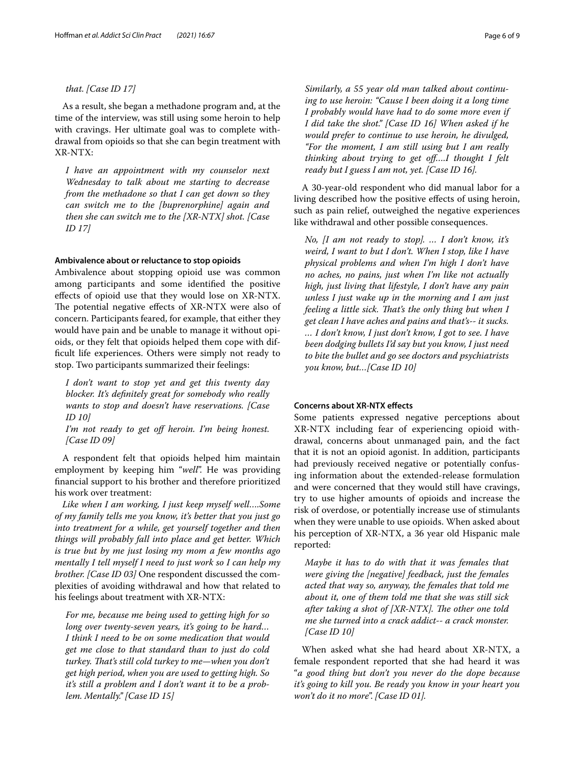*that. [Case ID 17]*

As a result, she began a methadone program and, at the time of the interview, was still using some heroin to help with cravings. Her ultimate goal was to complete withdrawal from opioids so that she can begin treatment with XR-NTX:

> *I have an appointment with my counselor next Wednesday to talk about me starting to decrease from the methadone so that I can get down so they can switch me to the [buprenorphine] again and then she can switch me to the [XR-NTX] shot. [Case ID 17]*

### Ambivalence about or reluctance to stop opioids

Ambivalence about stopping opioid use was common among participants and some identified the positive effects of opioid use that they would lose on XR-NTX. The potential negative effects of XR-NTX were also of concern. Participants feared, for example, that either they would have pain and be unable to manage it without opioids, or they felt that opioids helped them cope with difficult life experiences. Others were simply not ready to stop. Two participants summarized their feelings:

> *I don't want to stop yet and get this twenty day blocker. It's definitely great for somebody who really wants to stop and doesn't have reservations. [Case ID 10]*
>
> *I'm not ready to get off heroin. I'm being honest. [Case ID 09]*

A respondent felt that opioids helped him maintain employment by keeping him "*well*". He was providing financial support to his brother and therefore prioritized his work over treatment:

*Like when I am working, I just keep myself well….Some of my family tells me you know, it's better that you just go into treatment for a while, get yourself together and then things will probably fall into place and get better. Which is true but by me just losing my mom a few months ago mentally I tell myself I need to just work so I can help my brother. [Case ID 03]* One respondent discussed the complexities of avoiding withdrawal and how that related to his feelings about treatment with XR-NTX:

> *For me, because me being used to getting high for so long over twenty-seven years, it's going to be hard… I think I need to be on some medication that would get me close to that standard than to just do cold turkey. That's still cold turkey to me—when you don't get high period, when you are used to getting high. So it's still a problem and I don't want it to be a problem. Mentally." [Case ID 15]*

*Similarly, a 55 year old man talked about continuing to use heroin: "Cause I been doing it a long time I probably would have had to do some more even if I did take the shot." [Case ID 16] When asked if he would prefer to continue to use heroin, he divulged, "For the moment, I am still using but I am really thinking about trying to get off….I thought I felt ready but I guess I am not, yet. [Case ID 16].*

A 30-year-old respondent who did manual labor for a living described how the positive effects of using heroin, such as pain relief, outweighed the negative experiences like withdrawal and other possible consequences.

> *No, [I am not ready to stop]. … I don't know, it's weird, I want to but I don't. When I stop, like I have physical problems and when I'm high I don't have no aches, no pains, just when I'm like not actually high, just living that lifestyle, I don't have any pain unless I just wake up in the morning and I am just feeling a little sick. That's the only thing but when I get clean I have aches and pains and that's-- it sucks. … I don't know, I just don't know, I got to see. I have been dodging bullets I'd say but you know, I just need to bite the bullet and go see doctors and psychiatrists you know, but…[Case ID 10]*

### Concerns about XR-NTX effects

Some patients expressed negative perceptions about XR-NTX including fear of experiencing opioid withdrawal, concerns about unmanaged pain, and the fact that it is not an opioid agonist. In addition, participants had previously received negative or potentially confusing information about the extended-release formulation and were concerned that they would still have cravings, try to use higher amounts of opioids and increase the risk of overdose, or potentially increase use of stimulants when they were unable to use opioids. When asked about his perception of XR-NTX, a 36 year old Hispanic male reported:

> *Maybe it has to do with that it was females that were giving the [negative] feedback, just the females acted that way so, anyway, the females that told me about it, one of them told me that she was still sick after taking a shot of [XR-NTX]. The other one told me she turned into a crack addict-- a crack monster. [Case ID 10]*

When asked what she had heard about XR-NTX, a female respondent reported that she had heard it was "*a good thing but don't you never do the dope because it's going to kill you. Be ready you know in your heart you won't do it no more*". *[Case ID 01].*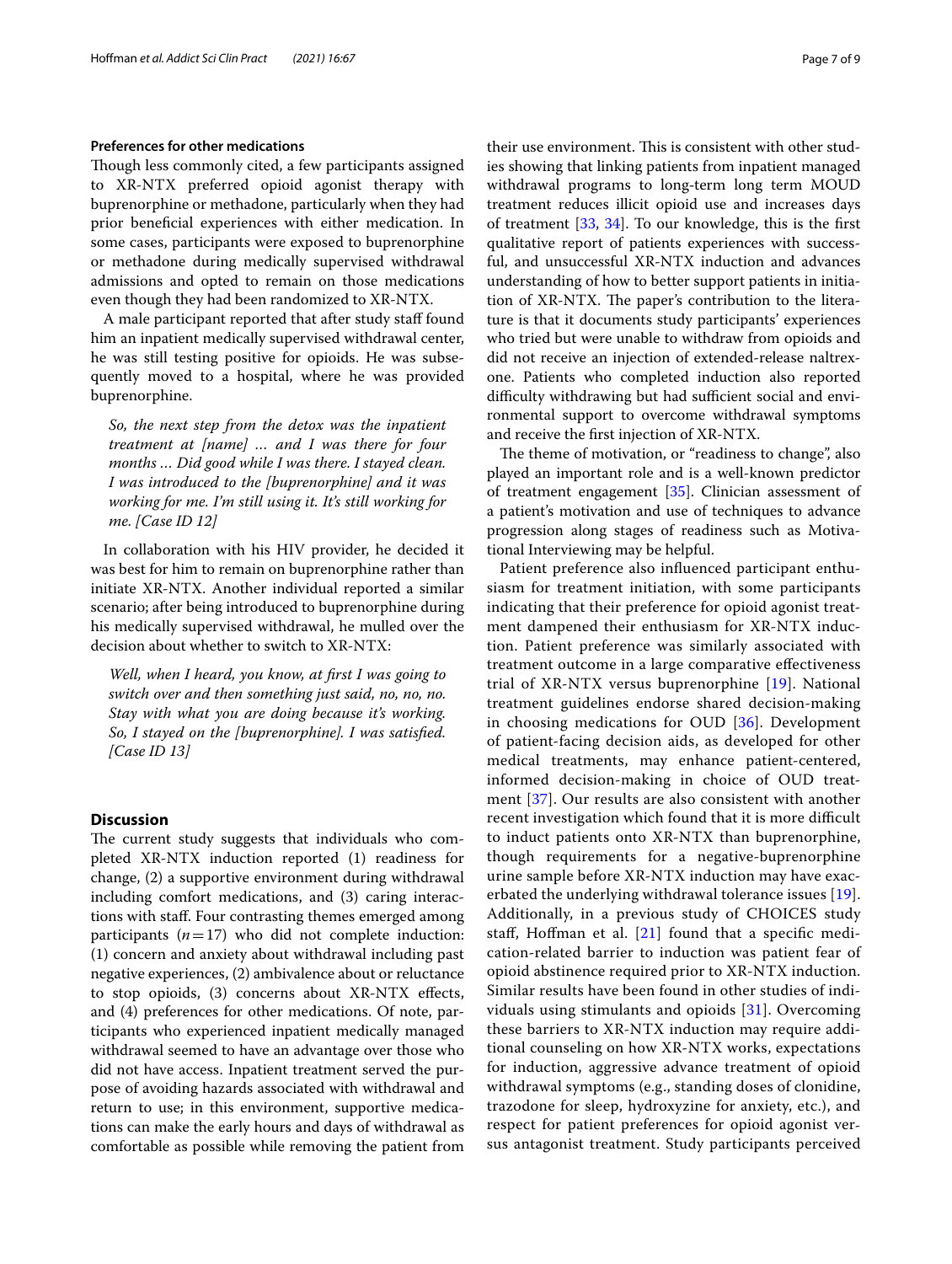#### Preferences for other medications

Though less commonly cited, a few participants assigned to XR-NTX preferred opioid agonist therapy with buprenorphine or methadone, particularly when they had prior beneficial experiences with either medication. In some cases, participants were exposed to buprenorphine or methadone during medically supervised withdrawal admissions and opted to remain on those medications even though they had been randomized to XR-NTX.

A male participant reported that after study staff found him an inpatient medically supervised withdrawal center, he was still testing positive for opioids. He was subsequently moved to a hospital, where he was provided buprenorphine.

> *So, the next step from the detox was the inpatient treatment at [name] … and I was there for four months … Did good while I was there. I stayed clean. I was introduced to the [buprenorphine] and it was working for me. I'm still using it. It's still working for me. [Case ID 12]*

In collaboration with his HIV provider, he decided it was best for him to remain on buprenorphine rather than initiate XR-NTX. Another individual reported a similar scenario; after being introduced to buprenorphine during his medically supervised withdrawal, he mulled over the decision about whether to switch to XR-NTX:

> *Well, when I heard, you know, at first I was going to switch over and then something just said, no, no, no. Stay with what you are doing because it's working. So, I stayed on the [buprenorphine]. I was satisfied. [Case ID 13]*

## Discussion

The current study suggests that individuals who completed XR-NTX induction reported (1) readiness for change, (2) a supportive environment during withdrawal including comfort medications, and (3) caring interactions with staff. Four contrasting themes emerged among participants ($n=17$) who did not complete induction: (1) concern and anxiety about withdrawal including past negative experiences, (2) ambivalence about or reluctance to stop opioids, (3) concerns about XR-NTX effects, and (4) preferences for other medications. Of note, participants who experienced inpatient medically managed withdrawal seemed to have an advantage over those who did not have access. Inpatient treatment served the purpose of avoiding hazards associated with withdrawal and return to use; in this environment, supportive medications can make the early hours and days of withdrawal as comfortable as possible while removing the patient from their use environment. This is consistent with other studies showing that linking patients from inpatient managed withdrawal programs to long-term long term MOUD treatment reduces illicit opioid use and increases days of treatment [33, 34]. To our knowledge, this is the first qualitative report of patients experiences with successful, and unsuccessful XR-NTX induction and advances understanding of how to better support patients in initiation of XR-NTX. The paper's contribution to the literature is that it documents study participants' experiences who tried but were unable to withdraw from opioids and did not receive an injection of extended-release naltrexone. Patients who completed induction also reported difficulty withdrawing but had sufficient social and environmental support to overcome withdrawal symptoms and receive the first injection of XR-NTX.

The theme of motivation, or "readiness to change", also played an important role and is a well-known predictor of treatment engagement [35]. Clinician assessment of a patient's motivation and use of techniques to advance progression along stages of readiness such as Motivational Interviewing may be helpful.

Patient preference also influenced participant enthusiasm for treatment initiation, with some participants indicating that their preference for opioid agonist treatment dampened their enthusiasm for XR-NTX induction. Patient preference was similarly associated with treatment outcome in a large comparative effectiveness trial of XR-NTX versus buprenorphine [19]. National treatment guidelines endorse shared decision-making in choosing medications for OUD [36]. Development of patient-facing decision aids, as developed for other medical treatments, may enhance patient-centered, informed decision-making in choice of OUD treatment [37]. Our results are also consistent with another recent investigation which found that it is more difficult to induct patients onto XR-NTX than buprenorphine, though requirements for a negative-buprenorphine urine sample before XR-NTX induction may have exacerbated the underlying withdrawal tolerance issues [19]. Additionally, in a previous study of CHOICES study staff, Hoffman et al. [21] found that a specific medication-related barrier to induction was patient fear of opioid abstinence required prior to XR-NTX induction. Similar results have been found in other studies of individuals using stimulants and opioids [31]. Overcoming these barriers to XR-NTX induction may require additional counseling on how XR-NTX works, expectations for induction, aggressive advance treatment of opioid withdrawal symptoms (e.g., standing doses of clonidine, trazodone for sleep, hydroxyzine for anxiety, etc.), and respect for patient preferences for opioid agonist versus antagonist treatment. Study participants perceived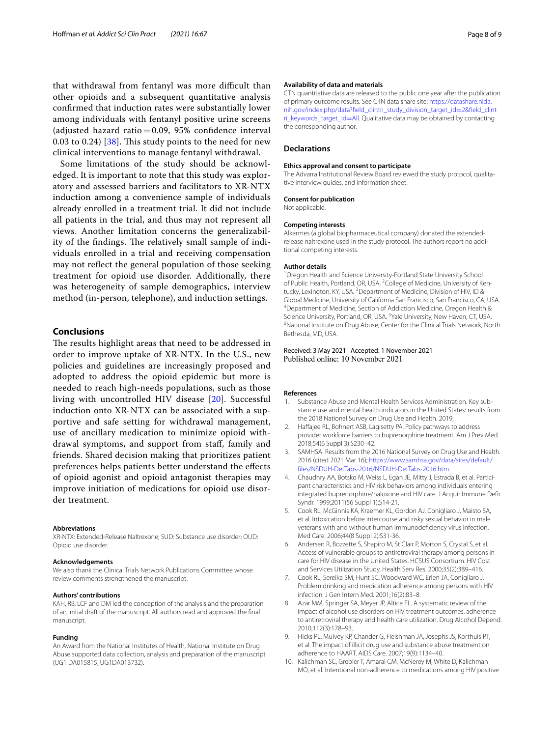that withdrawal from fentanyl was more difficult than other opioids and a subsequent quantitative analysis confirmed that induction rates were substantially lower among individuals with fentanyl positive urine screens (adjusted hazard ratio = 0.09, 95% confidence interval 0.03 to 0.24) [38]. This study points to the need for new clinical interventions to manage fentanyl withdrawal.

Some limitations of the study should be acknowledged. It is important to note that this study was exploratory and assessed barriers and facilitators to XR-NTX induction among a convenience sample of individuals already enrolled in a treatment trial. It did not include all patients in the trial, and thus may not represent all views. Another limitation concerns the generalizability of the findings. The relatively small sample of individuals enrolled in a trial and receiving compensation may not reflect the general population of those seeking treatment for opioid use disorder. Additionally, there was heterogeneity of sample demographics, interview method (in-person, telephone), and induction settings.

## Conclusions

The results highlight areas that need to be addressed in order to improve uptake of XR-NTX. In the U.S., new policies and guidelines are increasingly proposed and adopted to address the opioid epidemic but more is needed to reach high-needs populations, such as those living with uncontrolled HIV disease [20]. Successful induction onto XR-NTX can be associated with a supportive and safe setting for withdrawal management, use of ancillary medication to minimize opioid withdrawal symptoms, and support from staff, family and friends. Shared decision making that prioritizes patient preferences helps patients better understand the effects of opioid agonist and opioid antagonist therapies may improve initiation of medications for opioid use disorder treatment.

#### Abbreviations

XR-NTX: Extended-Release Naltrexone; SUD: Substance use disorder; OUD: Opioid use disorder.

#### Acknowledgements

We also thank the Clinical Trials Network Publications Committee whose review comments strengthened the manuscript.

#### Authors' contributions

KAH, RB, LCF and DM led the conception of the analysis and the preparation of an initial draft of the manuscript. All authors read and approved the final manuscript.

#### Funding

An Award from the National Institutes of Health, National Institute on Drug Abuse supported data collection, analysis and preparation of the manuscript (UG1 DA015815, UG1DA013732).

#### Availability of data and materials

CTN quantitative data are released to the public one year after the publication of primary outcome results. See CTN data share site: https://datashare.nida.nih.gov/index.php/data?field_clintri_study_division_target_id=2&field_clintri_keywords_target_id=All. Qualitative data may be obtained by contacting the corresponding author.

### Declarations

#### Ethics approval and consent to participate

The Advarra Institutional Review Board reviewed the study protocol, qualitative interview guides, and information sheet.

#### Consent for publication

Not applicable.

#### Competing interests

Alkermes (a global biopharmaceutical company) donated the extended-release naltrexone used in the study protocol. The authors report no additional competing interests.

#### Author details

[1] Oregon Health and Science University-Portland State University School of Public Health, Portland, OR, USA. [2] College of Medicine, University of Kentucky, Lexington, KY, USA. [3] Department of Medicine, Division of HIV, ID & Global Medicine, University of California San Francisco, San Francisco, CA, USA. [4] Department of Medicine, Section of Addiction Medicine, Oregon Health & Science University, Portland, OR, USA. [5] Yale University, New Haven, CT, USA. [6] National Institute on Drug Abuse, Center for the Clinical Trials Network, North Bethesda, MD, USA.

Received: 3 May 2021 Accepted: 1 November 2021
Published online: 10 November 2021

#### References

1. Substance Abuse and Mental Health Services Administration. Key substance use and mental health indicators in the United States: results from the 2018 National Survey on Drug Use and Health. 2019;
2. Haffajee RL, Bohnert ASB, Lagisetty PA. Policy pathways to address provider workforce barriers to buprenorphine treatment. Am J Prev Med. 2018;54(6 Suppl 3):S230–42.
3. SAMHSA. Results from the 2016 National Survey on Drug Use and Health. 2016 (cited 2021 Mar 16); https://www.samhsa.gov/data/sites/default/files/NSDUH-DetTabs-2016/NSDUH-DetTabs-2016.htm.
4. Chaudhry AA, Botsko M, Weiss L, Egan JE, Mitty J, Estrada B, et al. Participant characteristics and HIV risk behaviors among individuals entering integrated buprenorphine/naloxone and HIV care. J Acquir Immune Defic Syndr. 1999;2011(56 Suppl 1):S14-21.
5. Cook RL, McGinnis KA, Kraemer KL, Gordon AJ, Conigliaro J, Maisto SA, et al. Intoxication before intercourse and risky sexual behavior in male veterans with and without human immunodeficiency virus infection. Med Care. 2006;44(8 Suppl 2):S31-36.
6. Andersen R, Bozzette S, Shapiro M, St Clair P, Morton S, Crystal S, et al. Access of vulnerable groups to antiretroviral therapy among persons in care for HIV disease in the United States. HCSUS Consortium. HIV Cost and Services Utilization Study. Health Serv Res. 2000;35(2):389–416.
7. Cook RL, Sereika SM, Hunt SC, Woodward WC, Erlen JA, Conigliaro J. Problem drinking and medication adherence among persons with HIV infection. J Gen Intern Med. 2001;16(2):83–8.
8. Azar MM, Springer SA, Meyer JP, Altice FL. A systematic review of the impact of alcohol use disorders on HIV treatment outcomes, adherence to antiretroviral therapy and health care utilization. Drug Alcohol Depend. 2010;112(3):178–93.
9. Hicks PL, Mulvey KP, Chander G, Fleishman JA, Josephs JS, Korthuis PT, et al. The impact of illicit drug use and substance abuse treatment on adherence to HAART. AIDS Care. 2007;19(9):1134–40.
10. Kalichman SC, Grebler T, Amaral CM, McNerey M, White D, Kalichman MO, et al. Intentional non-adherence to medications among HIV positive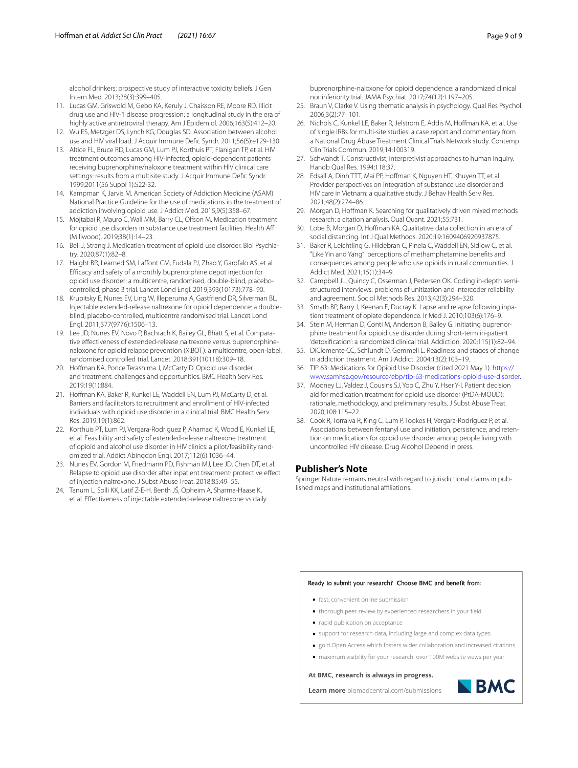alcohol drinkers: prospective study of interactive toxicity beliefs. J Gen Intern Med. 2013;28(3):399–405.

11. Lucas GM, Griswold M, Gebo KA, Keruly J, Chaisson RE, Moore RD. Illicit drug use and HIV-1 disease progression: a longitudinal study in the era of highly active antiretroviral therapy. Am J Epidemiol. 2006;163(5):412–20.
12. Wu ES, Metzger DS, Lynch KG, Douglas SD. Association between alcohol use and HIV viral load. J Acquir Immune Defic Syndr. 2011;56(5):e129-130.
13. Altice FL, Bruce RD, Lucas GM, Lum PJ, Korthuis PT, Flanigan TP, et al. HIV treatment outcomes among HIV-infected, opioid-dependent patients receiving buprenorphine/naloxone treatment within HIV clinical care settings: results from a multisite study. J Acquir Immune Defic Syndr. 1999;2011(56 Suppl 1):S22-32.
14. Kampman K, Jarvis M. American Society of Addiction Medicine (ASAM) National Practice Guideline for the use of medications in the treatment of addiction involving opioid use. J Addict Med. 2015;9(5):358–67.
15. Mojtabai R, Mauro C, Wall MM, Barry CL, Olfson M. Medication treatment for opioid use disorders in substance use treatment facilities. Health Aff (Millwood). 2019;38(1):14–23.
16. Bell J, Strang J. Medication treatment of opioid use disorder. Biol Psychiatry. 2020;87(1):82–8.
17. Haight BR, Learned SM, Laffont CM, Fudala PJ, Zhao Y, Garofalo AS, et al. Efficacy and safety of a monthly buprenorphine depot injection for opioid use disorder: a multicentre, randomised, double-blind, placebo-controlled, phase 3 trial. Lancet Lond Engl. 2019;393(10173):778–90.
18. Krupitsky E, Nunes EV, Ling W, Illeperuma A, Gastfriend DR, Silverman BL. Injectable extended-release naltrexone for opioid dependence: a double-blind, placebo-controlled, multicentre randomised trial. Lancet Lond Engl. 2011;377(9776):1506–13.
19. Lee JD, Nunes EV, Novo P, Bachrach K, Bailey GL, Bhatt S, et al. Comparative effectiveness of extended-release naltrexone versus buprenorphine-naloxone for opioid relapse prevention (X:BOT): a multicentre, open-label, randomised controlled trial. Lancet. 2018;391(10118):309–18.
20. Hoffman KA, Ponce Terashima J, McCarty D. Opioid use disorder and treatment: challenges and opportunities. BMC Health Serv Res. 2019;19(1):884.
21. Hoffman KA, Baker R, Kunkel LE, Waddell EN, Lum PJ, McCarty D, et al. Barriers and facilitators to recruitment and enrollment of HIV-infected individuals with opioid use disorder in a clinical trial. BMC Health Serv Res. 2019;19(1):862.
22. Korthuis PT, Lum PJ, Vergara-Rodriguez P, Ahamad K, Wood E, Kunkel LE, et al. Feasibility and safety of extended-release naltrexone treatment of opioid and alcohol use disorder in HIV clinics: a pilot/feasibility randomized trial. Addict Abingdon Engl. 2017;112(6):1036–44.
23. Nunes EV, Gordon M, Friedmann PD, Fishman MJ, Lee JD, Chen DT, et al. Relapse to opioid use disorder after inpatient treatment: protective effect of injection naltrexone. J Subst Abuse Treat. 2018;85:49–55.
24. Tanum L, Solli KK, Latif Z-E-H, Benth JŠ, Opheim A, Sharma-Haase K, et al. Effectiveness of injectable extended-release naltrexone vs daily buprenorphine-naloxone for opioid dependence: a randomized clinical noninferiority trial. JAMA Psychiat. 2017;74(12):1197–205.
25. Braun V, Clarke V. Using thematic analysis in psychology. Qual Res Psychol. 2006;3(2):77–101.
26. Nichols C, Kunkel LE, Baker R, Jelstrom E, Addis M, Hoffman KA, et al. Use of single IRBs for multi-site studies: a case report and commentary from a National Drug Abuse Treatment Clinical Trials Network study. Contemp Clin Trials Commun. 2019;14:100319.
27. Schwandt T. Constructivist, interpretivist approaches to human inquiry. Handb Qual Res. 1994;118:37.
28. Edsall A, Dinh TTT, Mai PP, Hoffman K, Nguyen HT, Khuyen TT, et al. Provider perspectives on integration of substance use disorder and HIV care in Vietnam: a qualitative study. J Behav Health Serv Res. 2021;48(2):274–86.
29. Morgan D, Hoffman K. Searching for qualitatively driven mixed methods research: a citation analysis. Qual Quant. 2021;55:731.
30. Lobe B, Morgan D, Hoffman KA. Qualitative data collection in an era of social distancing. Int J Qual Methods. 2020;19:1609406920937875.
31. Baker R, Leichtling G, Hildebran C, Pinela C, Waddell EN, Sidlow C, et al. "Like Yin and Yang": perceptions of methamphetamine benefits and consequences among people who use opioids in rural communities. J Addict Med. 2021;15(1):34–9.
32. Campbell JL, Quincy C, Osserman J, Pedersen OK. Coding in-depth semistructured interviews: problems of unitization and intercoder reliability and agreement. Sociol Methods Res. 2013;42(3):294–320.
33. Smyth BP, Barry J, Keenan E, Ducray K. Lapse and relapse following inpatient treatment of opiate dependence. Ir Med J. 2010;103(6):176–9.
34. Stein M, Herman D, Conti M, Anderson B, Bailey G. Initiating buprenorphine treatment for opioid use disorder during short-term in-patient 'detoxification': a randomized clinical trial. Addiction. 2020;115(1):82–94.
35. DiClemente CC, Schlundt D, Gemmell L. Readiness and stages of change in addiction treatment. Am J Addict. 2004;13(2):103–19.
36. TIP 63: Medications for Opioid Use Disorder (cited 2021 May 1). https://www.samhsa.gov/resource/ebp/tip-63-medications-opioid-use-disorder.
37. Mooney LJ, Valdez J, Cousins SJ, Yoo C, Zhu Y, Hser Y-I. Patient decision aid for medication treatment for opioid use disorder (PtDA-MOUD): rationale, methodology, and preliminary results. J Subst Abuse Treat. 2020;108:115–22.
38. Cook R, Torralva R, King C, Lum P, Tookes H, Vergara-Rodriguez P, et al. Associations between fentanyl use and initiation, persistence, and retention on medications for opioid use disorder among people living with uncontrolled HIV disease. Drug Alcohol Depend in press.

## Publisher's Note

Springer Nature remains neutral with regard to jurisdictional claims in published maps and institutional affiliations.

Ready to submit your research? Choose BMC and benefit from:

- fast, convenient online submission
- thorough peer review by experienced researchers in your field
- rapid publication on acceptance
- support for research data, including large and complex data types
- gold Open Access which fosters wider collaboration and increased citations
- maximum visibility for your research: over 100M website views per year

**At BMC, research is always in progress.**

**Learn more** biomedcentral.com/submissions

BMC